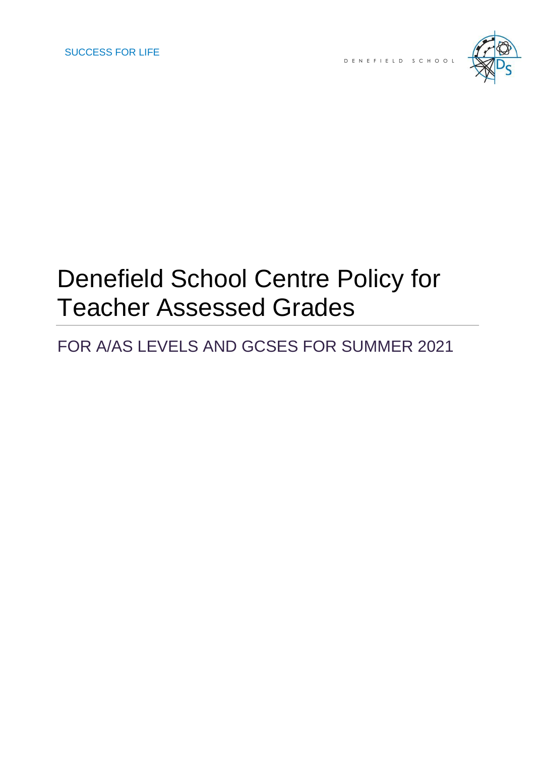SUCCESS FOR LIFE

DENEFIELD SCHOOL

# Denefield School Centre Policy for Teacher Assessed Grades

## FOR A/AS LEVELS AND GCSES FOR SUMMER 2021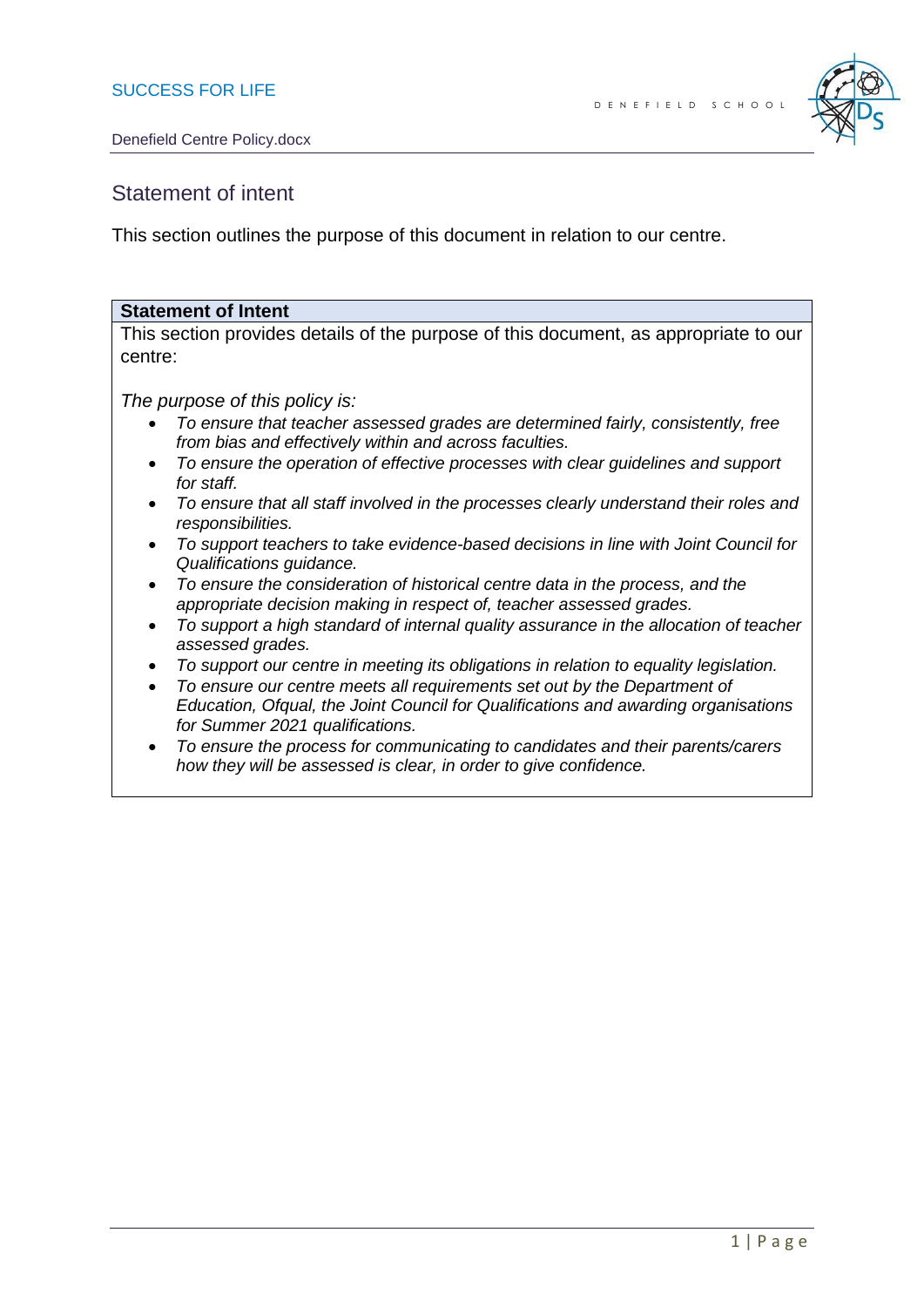## Statement of intent

This section outlines the purpose of this document in relation to our centre.

| **Statement of Intent** |
| --- |
| This section provides details of the purpose of this document, as appropriate to our centre:<br><br>*The purpose of this policy is:*<br>• *To ensure that teacher assessed grades are determined fairly, consistently, free from bias and effectively within and across faculties.*<br>• *To ensure the operation of effective processes with clear guidelines and support for staff.*<br>• *To ensure that all staff involved in the processes clearly understand their roles and responsibilities.*<br>• *To support teachers to take evidence-based decisions in line with Joint Council for Qualifications guidance.*<br>• *To ensure the consideration of historical centre data in the process, and the appropriate decision making in respect of, teacher assessed grades.*<br>• *To support a high standard of internal quality assurance in the allocation of teacher assessed grades.*<br>• *To support our centre in meeting its obligations in relation to equality legislation.*<br>• *To ensure our centre meets all requirements set out by the Department of Education, Ofqual, the Joint Council for Qualifications and awarding organisations for Summer 2021 qualifications.*<br>• *To ensure the process for communicating to candidates and their parents/carers how they will be assessed is clear, in order to give confidence.* |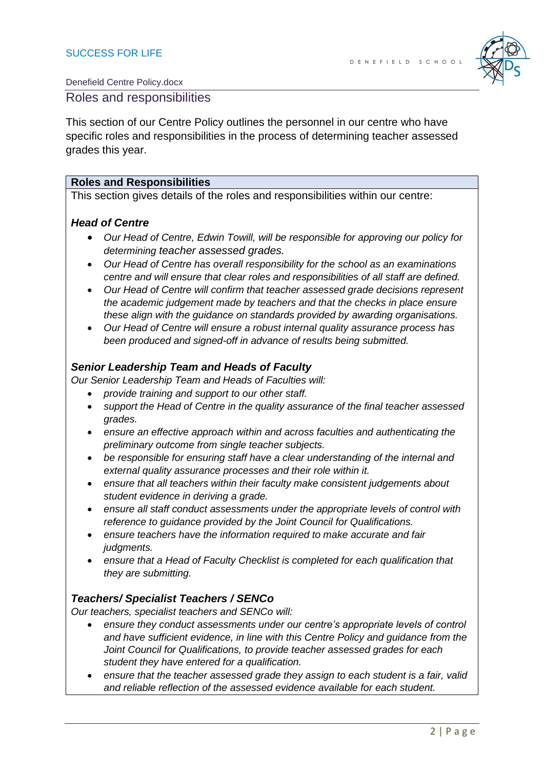## Roles and responsibilities

This section of our Centre Policy outlines the personnel in our centre who have specific roles and responsibilities in the process of determining teacher assessed grades this year.

**Roles and Responsibilities**

This section gives details of the roles and responsibilities within our centre:

***Head of Centre***

- *Our Head of Centre, Edwin Towill, will be responsible for approving our policy for determining teacher assessed grades.*
- *Our Head of Centre has overall responsibility for the school as an examinations centre and will ensure that clear roles and responsibilities of all staff are defined.*
- *Our Head of Centre will confirm that teacher assessed grade decisions represent the academic judgement made by teachers and that the checks in place ensure these align with the guidance on standards provided by awarding organisations.*
- *Our Head of Centre will ensure a robust internal quality assurance process has been produced and signed-off in advance of results being submitted.*

***Senior Leadership Team and Heads of Faculty***

*Our Senior Leadership Team and Heads of Faculties will:*

- *provide training and support to our other staff.*
- *support the Head of Centre in the quality assurance of the final teacher assessed grades.*
- *ensure an effective approach within and across faculties and authenticating the preliminary outcome from single teacher subjects.*
- *be responsible for ensuring staff have a clear understanding of the internal and external quality assurance processes and their role within it.*
- *ensure that all teachers within their faculty make consistent judgements about student evidence in deriving a grade.*
- *ensure all staff conduct assessments under the appropriate levels of control with reference to guidance provided by the Joint Council for Qualifications.*
- *ensure teachers have the information required to make accurate and fair judgments.*
- *ensure that a Head of Faculty Checklist is completed for each qualification that they are submitting.*

***Teachers/ Specialist Teachers / SENCo***

*Our teachers, specialist teachers and SENCo will:*

- *ensure they conduct assessments under our centre's appropriate levels of control and have sufficient evidence, in line with this Centre Policy and guidance from the Joint Council for Qualifications, to provide teacher assessed grades for each student they have entered for a qualification.*
- *ensure that the teacher assessed grade they assign to each student is a fair, valid and reliable reflection of the assessed evidence available for each student.*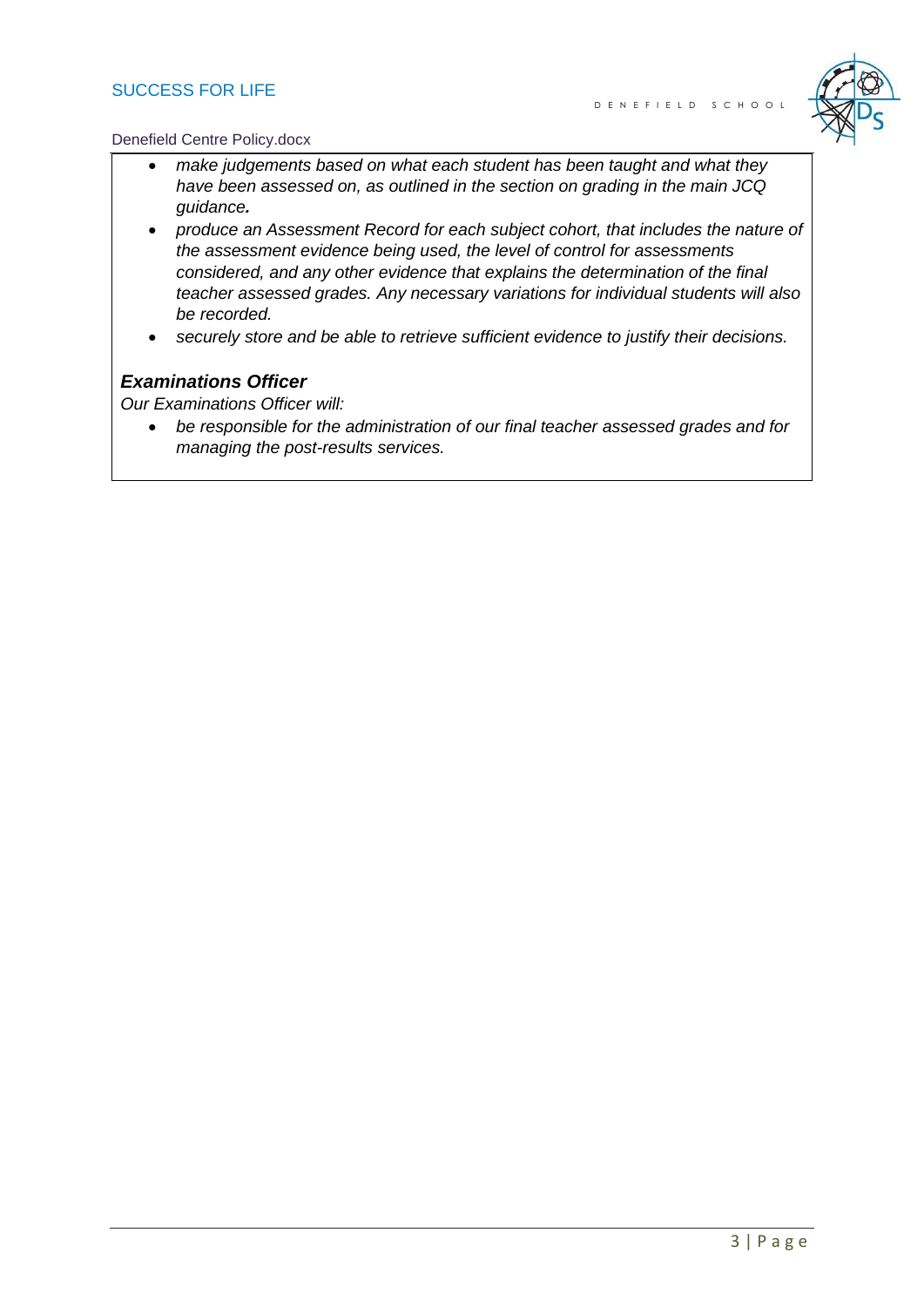- *make judgements based on what each student has been taught and what they have been assessed on, as outlined in the section on grading in the main JCQ guidance.*
- *produce an Assessment Record for each subject cohort, that includes the nature of the assessment evidence being used, the level of control for assessments considered, and any other evidence that explains the determination of the final teacher assessed grades. Any necessary variations for individual students will also be recorded.*
- *securely store and be able to retrieve sufficient evidence to justify their decisions.*

***Examinations Officer***

*Our Examinations Officer will:*

- *be responsible for the administration of our final teacher assessed grades and for managing the post-results services.*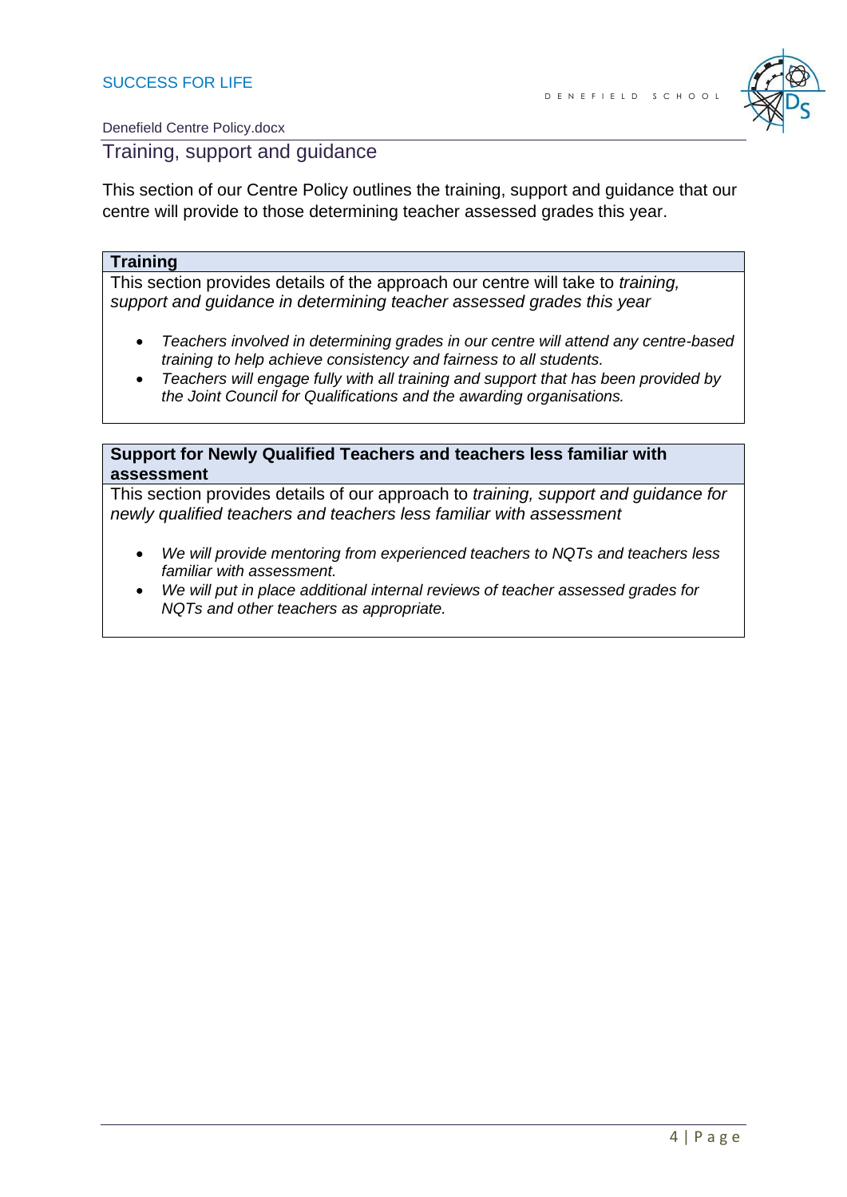## Training, support and guidance

This section of our Centre Policy outlines the training, support and guidance that our centre will provide to those determining teacher assessed grades this year.

### Training

This section provides details of the approach our centre will take to *training, support and guidance in determining teacher assessed grades this year*

- *Teachers involved in determining grades in our centre will attend any centre-based training to help achieve consistency and fairness to all students.*
- *Teachers will engage fully with all training and support that has been provided by the Joint Council for Qualifications and the awarding organisations.*

### Support for Newly Qualified Teachers and teachers less familiar with assessment

This section provides details of our approach to *training, support and guidance for newly qualified teachers and teachers less familiar with assessment*

- *We will provide mentoring from experienced teachers to NQTs and teachers less familiar with assessment.*
- *We will put in place additional internal reviews of teacher assessed grades for NQTs and other teachers as appropriate.*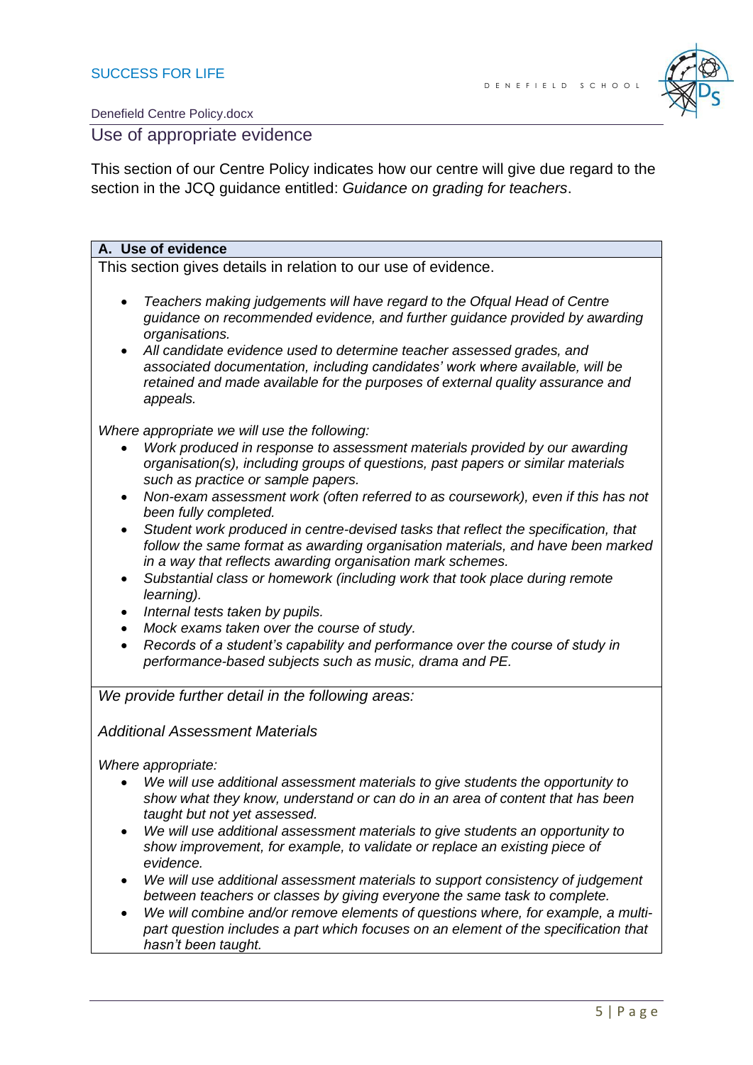## Use of appropriate evidence

This section of our Centre Policy indicates how our centre will give due regard to the section in the JCQ guidance entitled: *Guidance on grading for teachers*.

### A. Use of evidence

This section gives details in relation to our use of evidence.

- *Teachers making judgements will have regard to the Ofqual Head of Centre guidance on recommended evidence, and further guidance provided by awarding organisations.*
- *All candidate evidence used to determine teacher assessed grades, and associated documentation, including candidates' work where available, will be retained and made available for the purposes of external quality assurance and appeals.*

*Where appropriate we will use the following:*

- *Work produced in response to assessment materials provided by our awarding organisation(s), including groups of questions, past papers or similar materials such as practice or sample papers.*
- *Non-exam assessment work (often referred to as coursework), even if this has not been fully completed.*
- *Student work produced in centre-devised tasks that reflect the specification, that follow the same format as awarding organisation materials, and have been marked in a way that reflects awarding organisation mark schemes.*
- *Substantial class or homework (including work that took place during remote learning).*
- *Internal tests taken by pupils.*
- *Mock exams taken over the course of study.*
- *Records of a student's capability and performance over the course of study in performance-based subjects such as music, drama and PE.*

*We provide further detail in the following areas:*

*Additional Assessment Materials*

*Where appropriate:*

- *We will use additional assessment materials to give students the opportunity to show what they know, understand or can do in an area of content that has been taught but not yet assessed.*
- *We will use additional assessment materials to give students an opportunity to show improvement, for example, to validate or replace an existing piece of evidence.*
- *We will use additional assessment materials to support consistency of judgement between teachers or classes by giving everyone the same task to complete.*
- *We will combine and/or remove elements of questions where, for example, a multi-part question includes a part which focuses on an element of the specification that hasn't been taught.*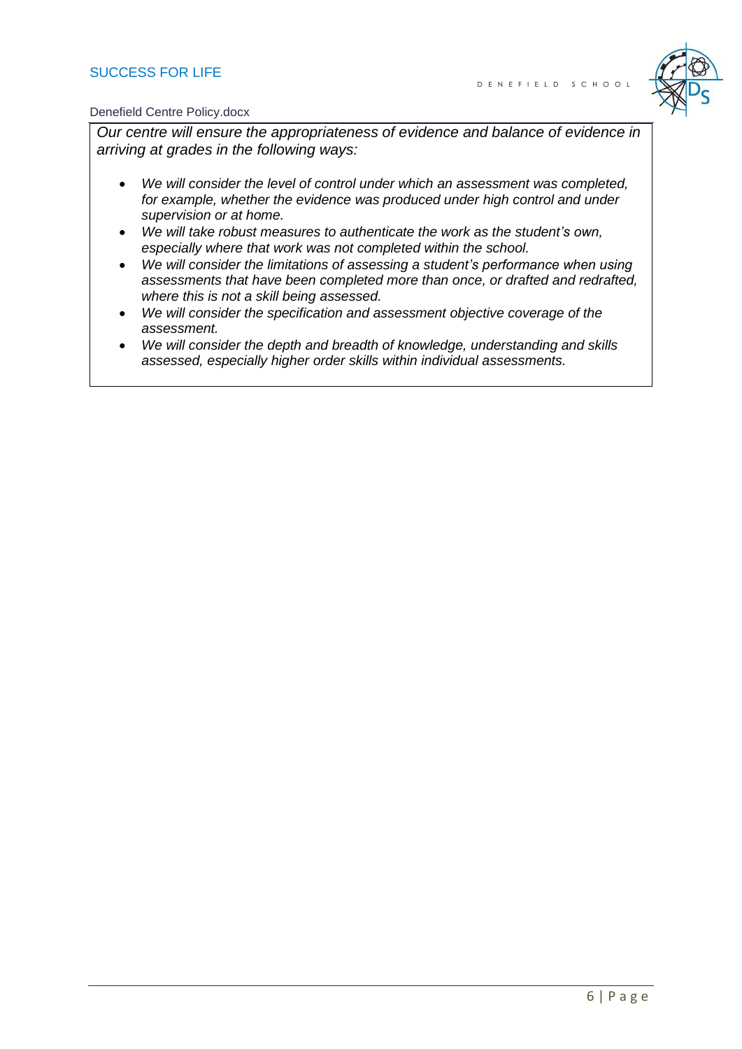*Our centre will ensure the appropriateness of evidence and balance of evidence in arriving at grades in the following ways:*

- *We will consider the level of control under which an assessment was completed, for example, whether the evidence was produced under high control and under supervision or at home.*
- *We will take robust measures to authenticate the work as the student's own, especially where that work was not completed within the school.*
- *We will consider the limitations of assessing a student's performance when using assessments that have been completed more than once, or drafted and redrafted, where this is not a skill being assessed.*
- *We will consider the specification and assessment objective coverage of the assessment.*
- *We will consider the depth and breadth of knowledge, understanding and skills assessed, especially higher order skills within individual assessments.*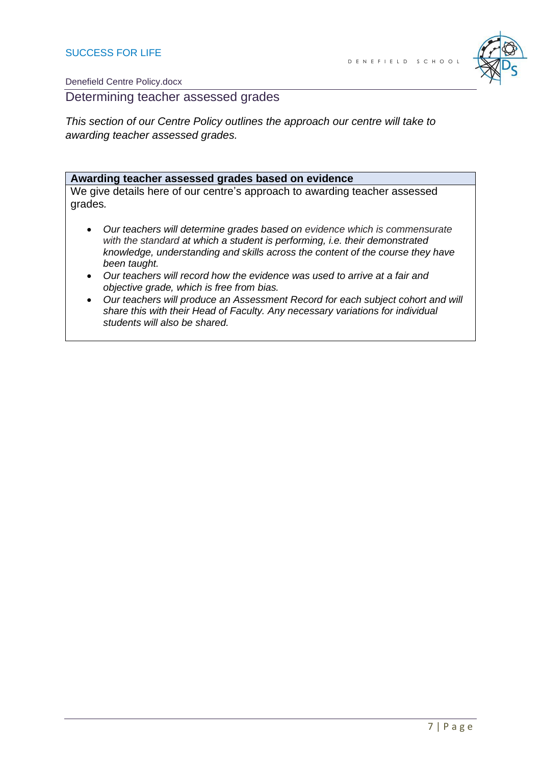## Determining teacher assessed grades

*This section of our Centre Policy outlines the approach our centre will take to awarding teacher assessed grades.*

| **Awarding teacher assessed grades based on evidence** |
| --- |
| We give details here of our centre's approach to awarding teacher assessed grades.<br><br>• *Our teachers will determine grades based on evidence which is commensurate with the standard at which a student is performing, i.e. their demonstrated knowledge, understanding and skills across the content of the course they have been taught.*<br>• *Our teachers will record how the evidence was used to arrive at a fair and objective grade, which is free from bias.*<br>• *Our teachers will produce an Assessment Record for each subject cohort and will share this with their Head of Faculty. Any necessary variations for individual students will also be shared.* |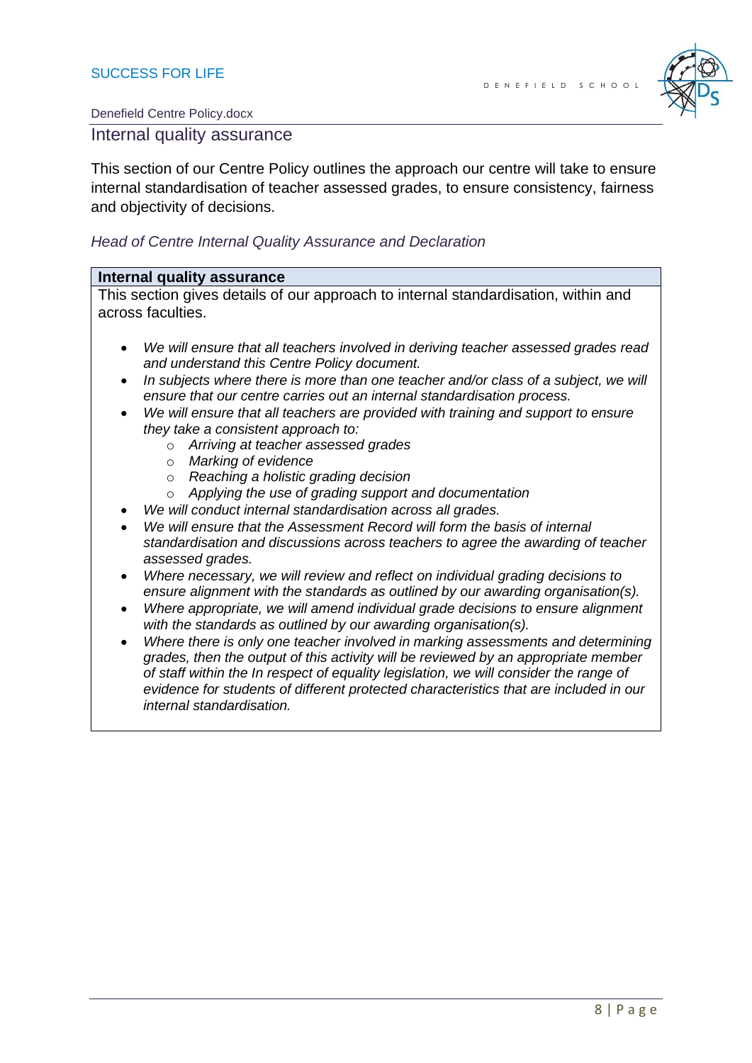## Internal quality assurance

This section of our Centre Policy outlines the approach our centre will take to ensure internal standardisation of teacher assessed grades, to ensure consistency, fairness and objectivity of decisions.

*Head of Centre Internal Quality Assurance and Declaration*

| **Internal quality assurance** |
| --- |
| This section gives details of our approach to internal standardisation, within and across faculties. |

- *We will ensure that all teachers involved in deriving teacher assessed grades read and understand this Centre Policy document.*
- *In subjects where there is more than one teacher and/or class of a subject, we will ensure that our centre carries out an internal standardisation process.*
- *We will ensure that all teachers are provided with training and support to ensure they take a consistent approach to:*
  - *Arriving at teacher assessed grades*
  - *Marking of evidence*
  - *Reaching a holistic grading decision*
  - *Applying the use of grading support and documentation*
- *We will conduct internal standardisation across all grades.*
- *We will ensure that the Assessment Record will form the basis of internal standardisation and discussions across teachers to agree the awarding of teacher assessed grades.*
- *Where necessary, we will review and reflect on individual grading decisions to ensure alignment with the standards as outlined by our awarding organisation(s).*
- *Where appropriate, we will amend individual grade decisions to ensure alignment with the standards as outlined by our awarding organisation(s).*
- *Where there is only one teacher involved in marking assessments and determining grades, then the output of this activity will be reviewed by an appropriate member of staff within the In respect of equality legislation, we will consider the range of evidence for students of different protected characteristics that are included in our internal standardisation.*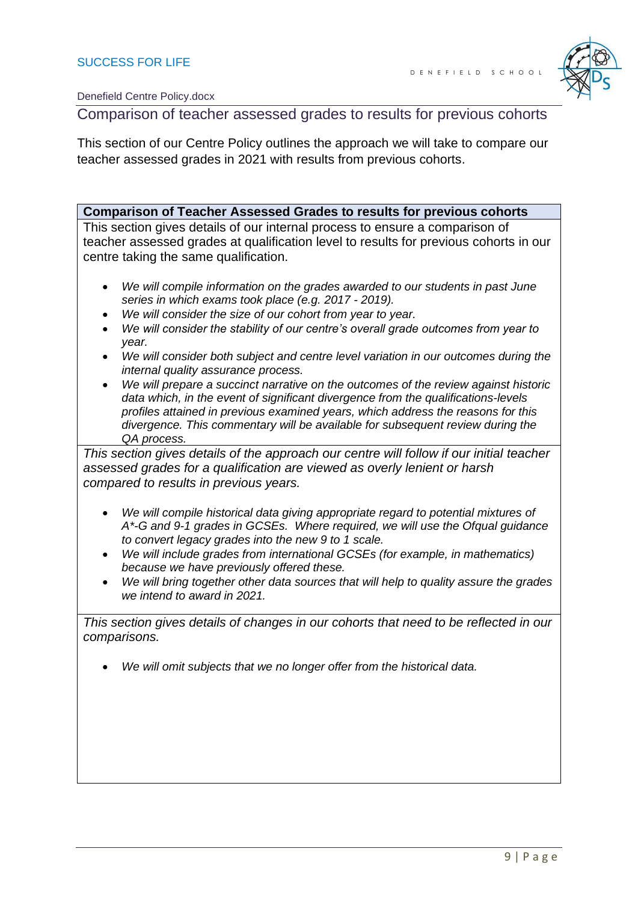## Comparison of teacher assessed grades to results for previous cohorts

This section of our Centre Policy outlines the approach we will take to compare our teacher assessed grades in 2021 with results from previous cohorts.

| **Comparison of Teacher Assessed Grades to results for previous cohorts** |
| --- |
| This section gives details of our internal process to ensure a comparison of teacher assessed grades at qualification level to results for previous cohorts in our centre taking the same qualification.<br><br>• *We will compile information on the grades awarded to our students in past June series in which exams took place (e.g. 2017 - 2019).*<br>• *We will consider the size of our cohort from year to year.*<br>• *We will consider the stability of our centre's overall grade outcomes from year to year.*<br>• *We will consider both subject and centre level variation in our outcomes during the internal quality assurance process.*<br>• *We will prepare a succinct narrative on the outcomes of the review against historic data which, in the event of significant divergence from the qualifications-levels profiles attained in previous examined years, which address the reasons for this divergence. This commentary will be available for subsequent review during the QA process.* |
| *This section gives details of the approach our centre will follow if our initial teacher assessed grades for a qualification are viewed as overly lenient or harsh compared to results in previous years.*<br><br>• *We will compile historical data giving appropriate regard to potential mixtures of A*-G and 9-1 grades in GCSEs. Where required, we will use the Ofqual guidance to convert legacy grades into the new 9 to 1 scale.*<br>• *We will include grades from international GCSEs (for example, in mathematics) because we have previously offered these.*<br>• *We will bring together other data sources that will help to quality assure the grades we intend to award in 2021.* |
| *This section gives details of changes in our cohorts that need to be reflected in our comparisons.*<br><br>• *We will omit subjects that we no longer offer from the historical data.* |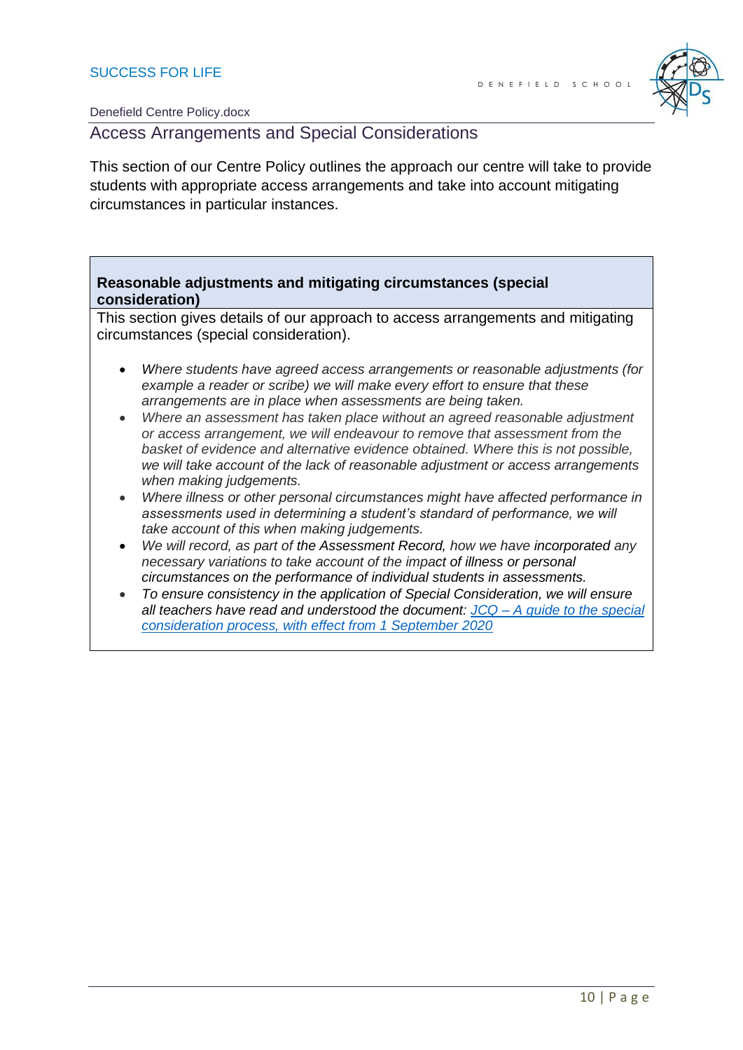## Access Arrangements and Special Considerations

This section of our Centre Policy outlines the approach our centre will take to provide students with appropriate access arrangements and take into account mitigating circumstances in particular instances.

| **Reasonable adjustments and mitigating circumstances (special consideration)** |
|---|
| This section gives details of our approach to access arrangements and mitigating circumstances (special consideration).<br><br>• *Where students have agreed access arrangements or reasonable adjustments (for example a reader or scribe) we will make every effort to ensure that these arrangements are in place when assessments are being taken.*<br>• *Where an assessment has taken place without an agreed reasonable adjustment or access arrangement, we will endeavour to remove that assessment from the basket of evidence and alternative evidence obtained. Where this is not possible, we will take account of the lack of reasonable adjustment or access arrangements when making judgements.*<br>• *Where illness or other personal circumstances might have affected performance in assessments used in determining a student's standard of performance, we will take account of this when making judgements.*<br>• *We will record, as part of the Assessment Record, how we have incorporated any necessary variations to take account of the impact of illness or personal circumstances on the performance of individual students in assessments.*<br>• *To ensure consistency in the application of Special Consideration, we will ensure all teachers have read and understood the document: [JCQ – A guide to the special consideration process, with effect from 1 September 2020]* |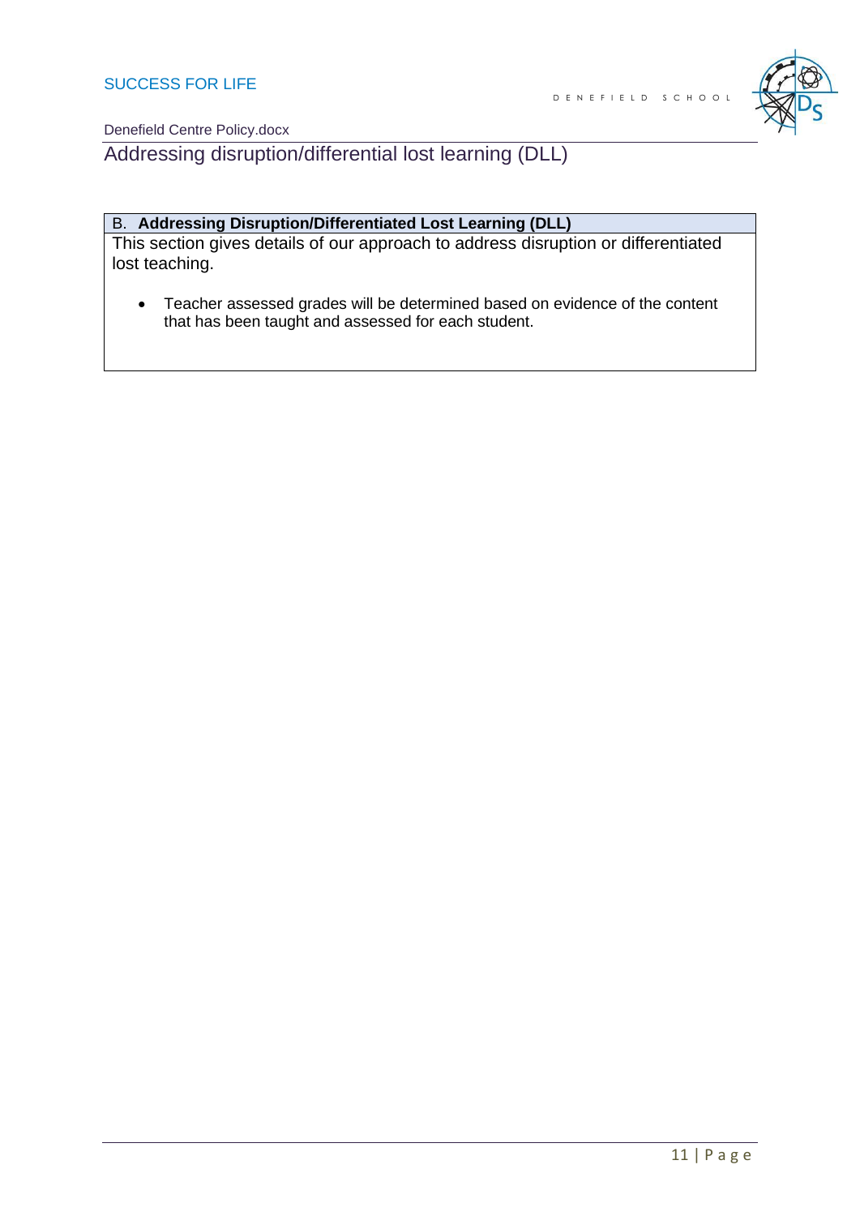# Addressing disruption/differential lost learning (DLL)

| B. **Addressing Disruption/Differentiated Lost Learning (DLL)** |
| --- |
| This section gives details of our approach to address disruption or differentiated lost teaching.<br><br>• Teacher assessed grades will be determined based on evidence of the content that has been taught and assessed for each student. |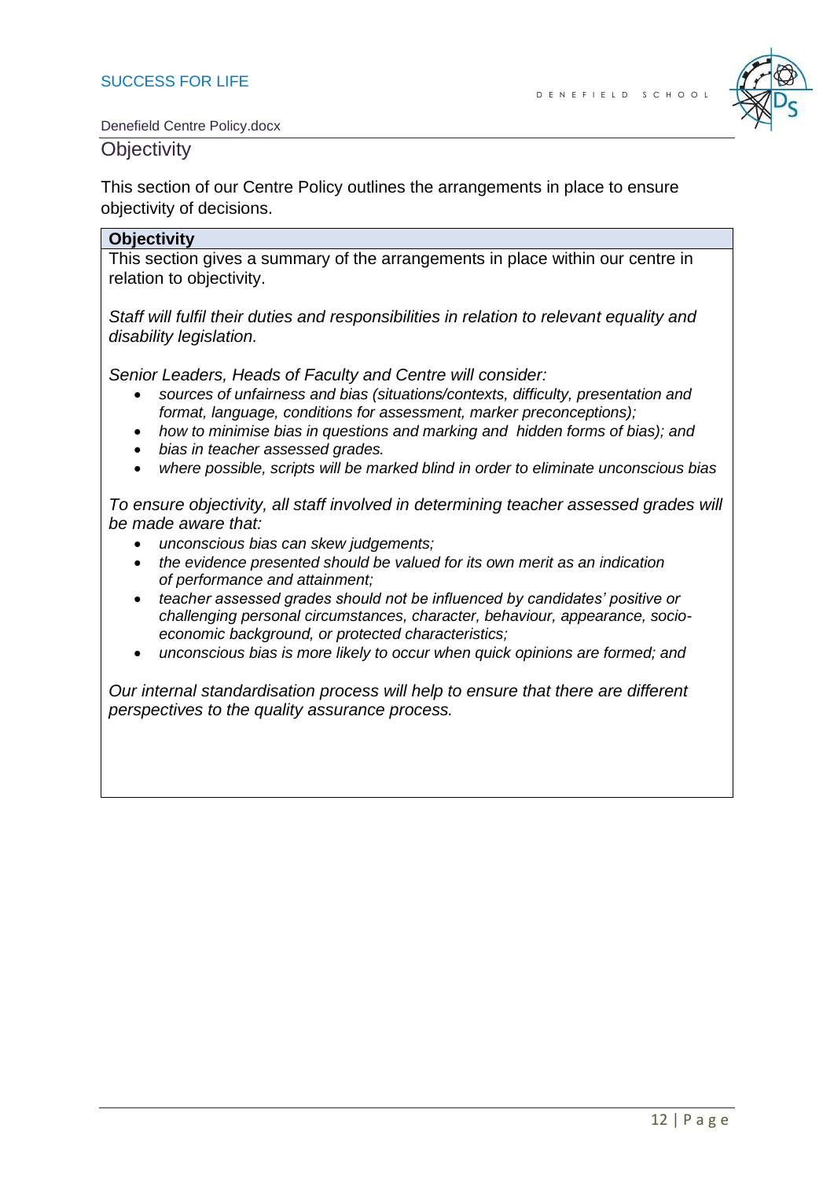# Objectivity

This section of our Centre Policy outlines the arrangements in place to ensure objectivity of decisions.

| **Objectivity** |
| --- |
| This section gives a summary of the arrangements in place within our centre in relation to objectivity.<br><br>*Staff will fulfil their duties and responsibilities in relation to relevant equality and disability legislation.*<br><br>*Senior Leaders, Heads of Faculty and Centre will consider:*<br>• *sources of unfairness and bias (situations/contexts, difficulty, presentation and format, language, conditions for assessment, marker preconceptions);*<br>• *how to minimise bias in questions and marking and hidden forms of bias); and*<br>• *bias in teacher assessed grades.*<br>• *where possible, scripts will be marked blind in order to eliminate unconscious bias*<br><br>*To ensure objectivity, all staff involved in determining teacher assessed grades will be made aware that:*<br>• *unconscious bias can skew judgements;*<br>• *the evidence presented should be valued for its own merit as an indication of performance and attainment;*<br>• *teacher assessed grades should not be influenced by candidates' positive or challenging personal circumstances, character, behaviour, appearance, socio-economic background, or protected characteristics;*<br>• *unconscious bias is more likely to occur when quick opinions are formed; and*<br><br>*Our internal standardisation process will help to ensure that there are different perspectives to the quality assurance process.* |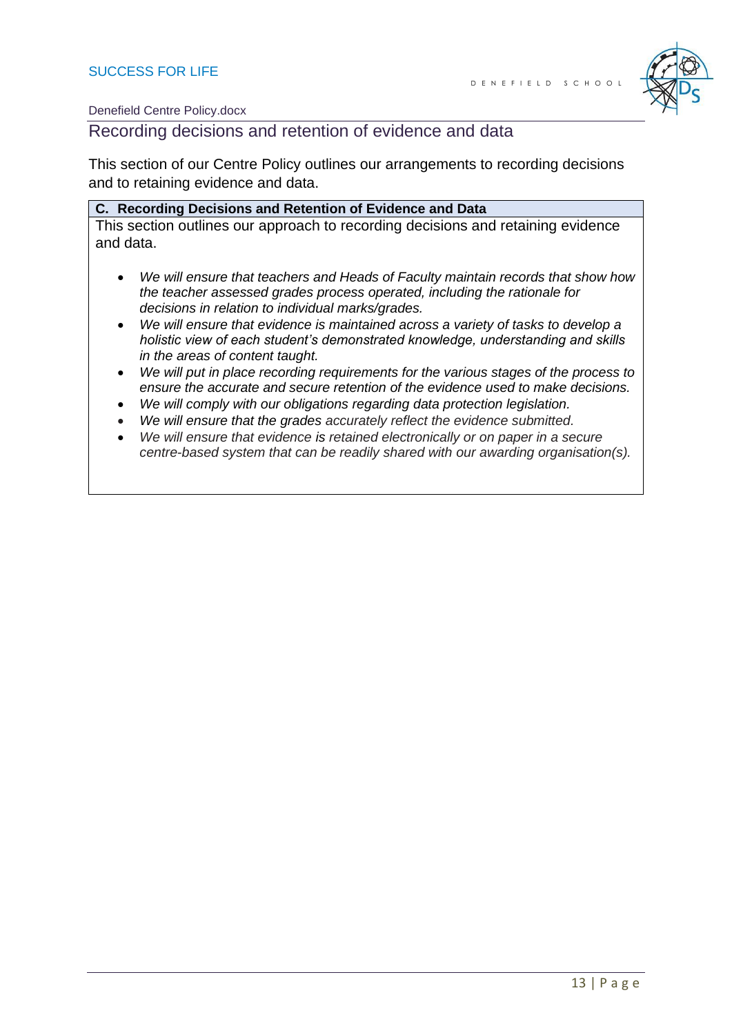## Recording decisions and retention of evidence and data

This section of our Centre Policy outlines our arrangements to recording decisions and to retaining evidence and data.

| C. Recording Decisions and Retention of Evidence and Data |
|---|
| This section outlines our approach to recording decisions and retaining evidence and data. |

- *We will ensure that teachers and Heads of Faculty maintain records that show how the teacher assessed grades process operated, including the rationale for decisions in relation to individual marks/grades.*
- *We will ensure that evidence is maintained across a variety of tasks to develop a holistic view of each student's demonstrated knowledge, understanding and skills in the areas of content taught.*
- *We will put in place recording requirements for the various stages of the process to ensure the accurate and secure retention of the evidence used to make decisions.*
- *We will comply with our obligations regarding data protection legislation.*
- *We will ensure that the grades accurately reflect the evidence submitted.*
- *We will ensure that evidence is retained electronically or on paper in a secure centre-based system that can be readily shared with our awarding organisation(s).*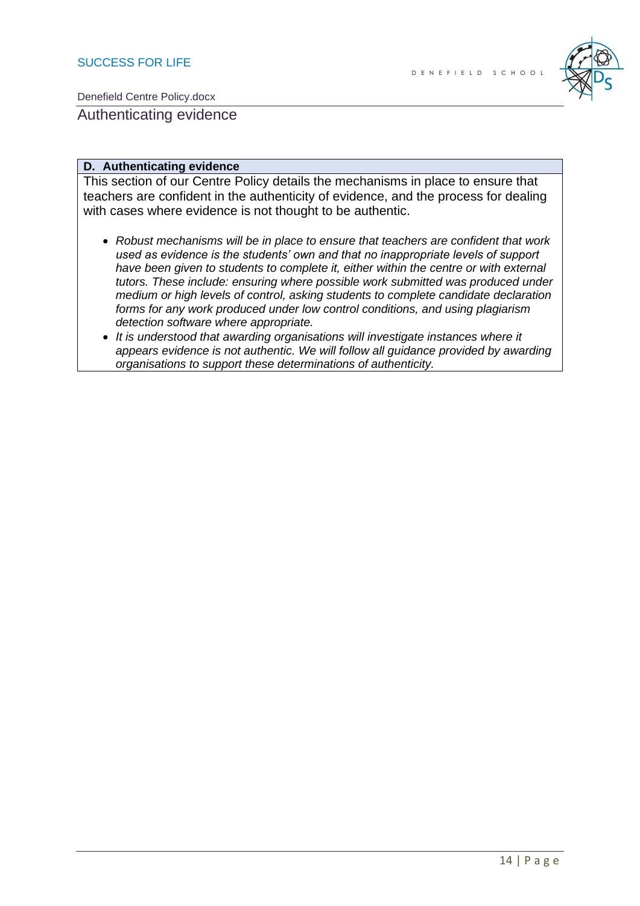# Authenticating evidence

## D. Authenticating evidence

This section of our Centre Policy details the mechanisms in place to ensure that teachers are confident in the authenticity of evidence, and the process for dealing with cases where evidence is not thought to be authentic.

- *Robust mechanisms will be in place to ensure that teachers are confident that work used as evidence is the students' own and that no inappropriate levels of support have been given to students to complete it, either within the centre or with external tutors. These include: ensuring where possible work submitted was produced under medium or high levels of control, asking students to complete candidate declaration forms for any work produced under low control conditions, and using plagiarism detection software where appropriate.*
- *It is understood that awarding organisations will investigate instances where it appears evidence is not authentic. We will follow all guidance provided by awarding organisations to support these determinations of authenticity.*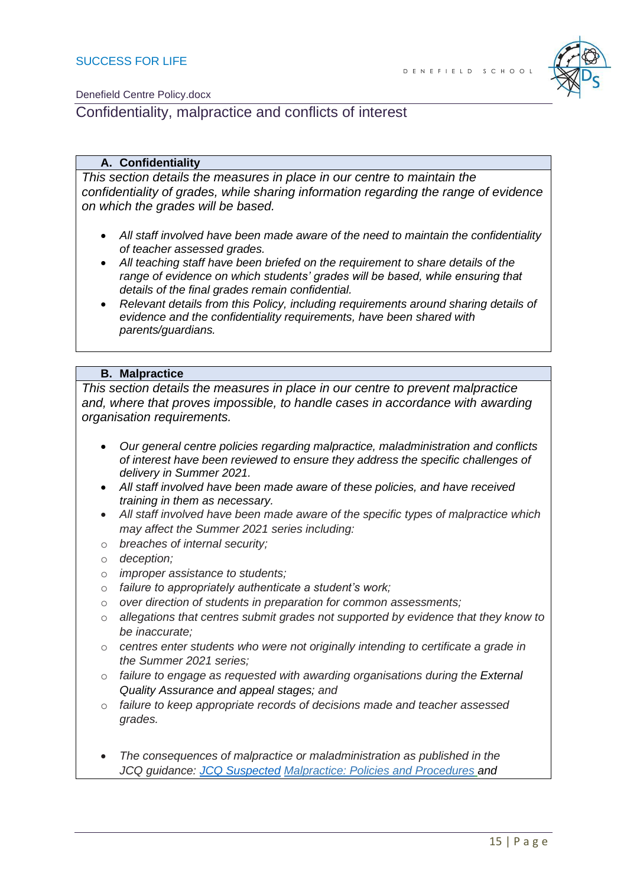## Confidentiality, malpractice and conflicts of interest

### A. Confidentiality

*This section details the measures in place in our centre to maintain the confidentiality of grades, while sharing information regarding the range of evidence on which the grades will be based.*

- *All staff involved have been made aware of the need to maintain the confidentiality of teacher assessed grades.*
- *All teaching staff have been briefed on the requirement to share details of the range of evidence on which students' grades will be based, while ensuring that details of the final grades remain confidential.*
- *Relevant details from this Policy, including requirements around sharing details of evidence and the confidentiality requirements, have been shared with parents/guardians.*

### B. Malpractice

*This section details the measures in place in our centre to prevent malpractice and, where that proves impossible, to handle cases in accordance with awarding organisation requirements.*

- *Our general centre policies regarding malpractice, maladministration and conflicts of interest have been reviewed to ensure they address the specific challenges of delivery in Summer 2021.*
- *All staff involved have been made aware of these policies, and have received training in them as necessary.*
- *All staff involved have been made aware of the specific types of malpractice which may affect the Summer 2021 series including:*
  - *breaches of internal security;*
  - *deception;*
  - *improper assistance to students;*
  - *failure to appropriately authenticate a student's work;*
  - *over direction of students in preparation for common assessments;*
  - *allegations that centres submit grades not supported by evidence that they know to be inaccurate;*
  - *centres enter students who were not originally intending to certificate a grade in the Summer 2021 series;*
  - *failure to engage as requested with awarding organisations during the External Quality Assurance and appeal stages; and*
  - *failure to keep appropriate records of decisions made and teacher assessed grades.*

- *The consequences of malpractice or maladministration as published in the JCQ guidance: [JCQ Suspected Malpractice: Policies and Procedures](JCQ Suspected Malpractice: Policies and Procedures) and*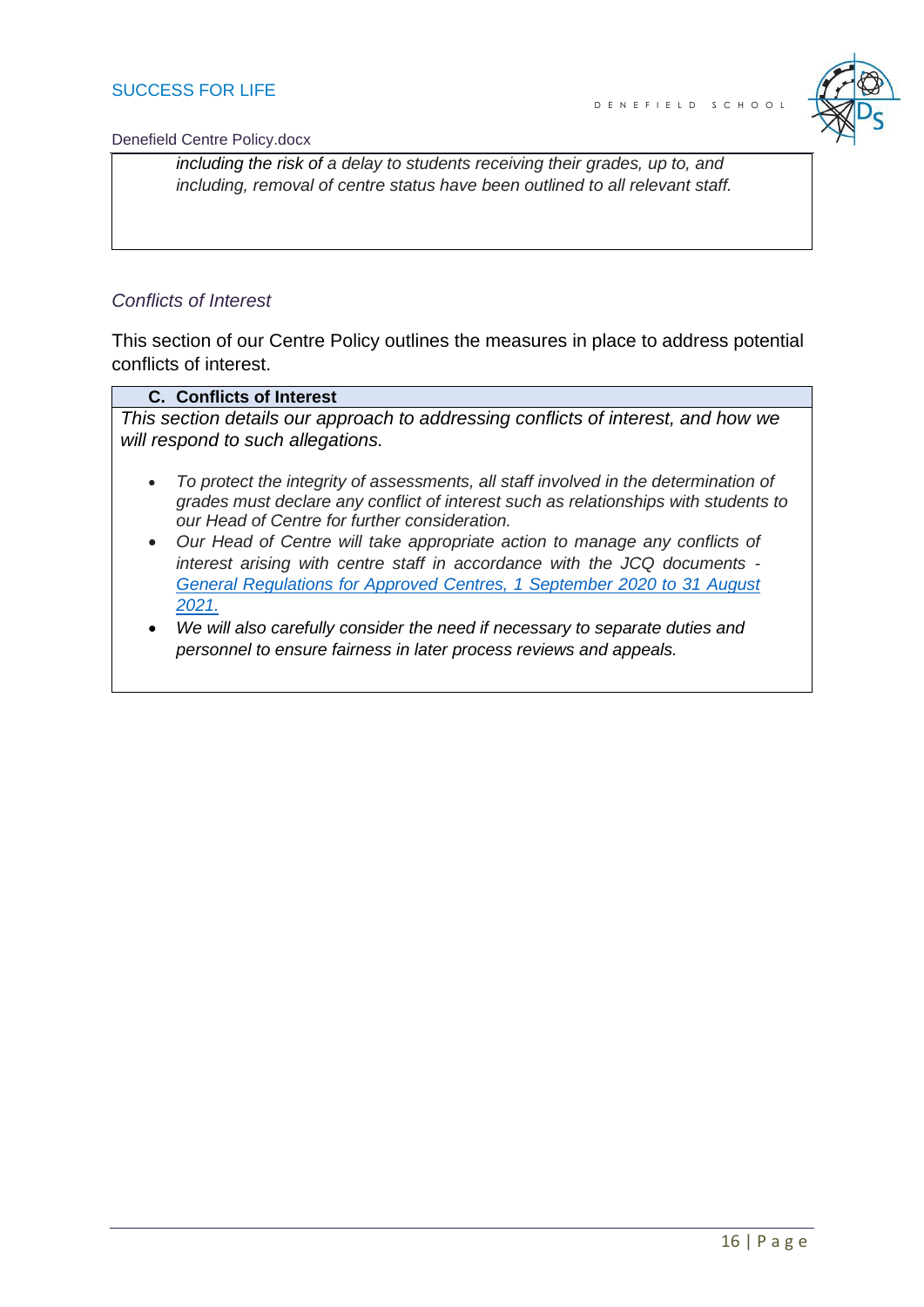*including the risk of a delay to students receiving their grades, up to, and including, removal of centre status have been outlined to all relevant staff.*

*Conflicts of Interest*

This section of our Centre Policy outlines the measures in place to address potential conflicts of interest.

| **C. Conflicts of Interest** |
|---|
| *This section details our approach to addressing conflicts of interest, and how we will respond to such allegations.*<br><br>• *To protect the integrity of assessments, all staff involved in the determination of grades must declare any conflict of interest such as relationships with students to our Head of Centre for further consideration.*<br>• *Our Head of Centre will take appropriate action to manage any conflicts of interest arising with centre staff in accordance with the JCQ documents - [General Regulations for Approved Centres, 1 September 2020 to 31 August 2021.]()*<br>• *We will also carefully consider the need if necessary to separate duties and personnel to ensure fairness in later process reviews and appeals.* |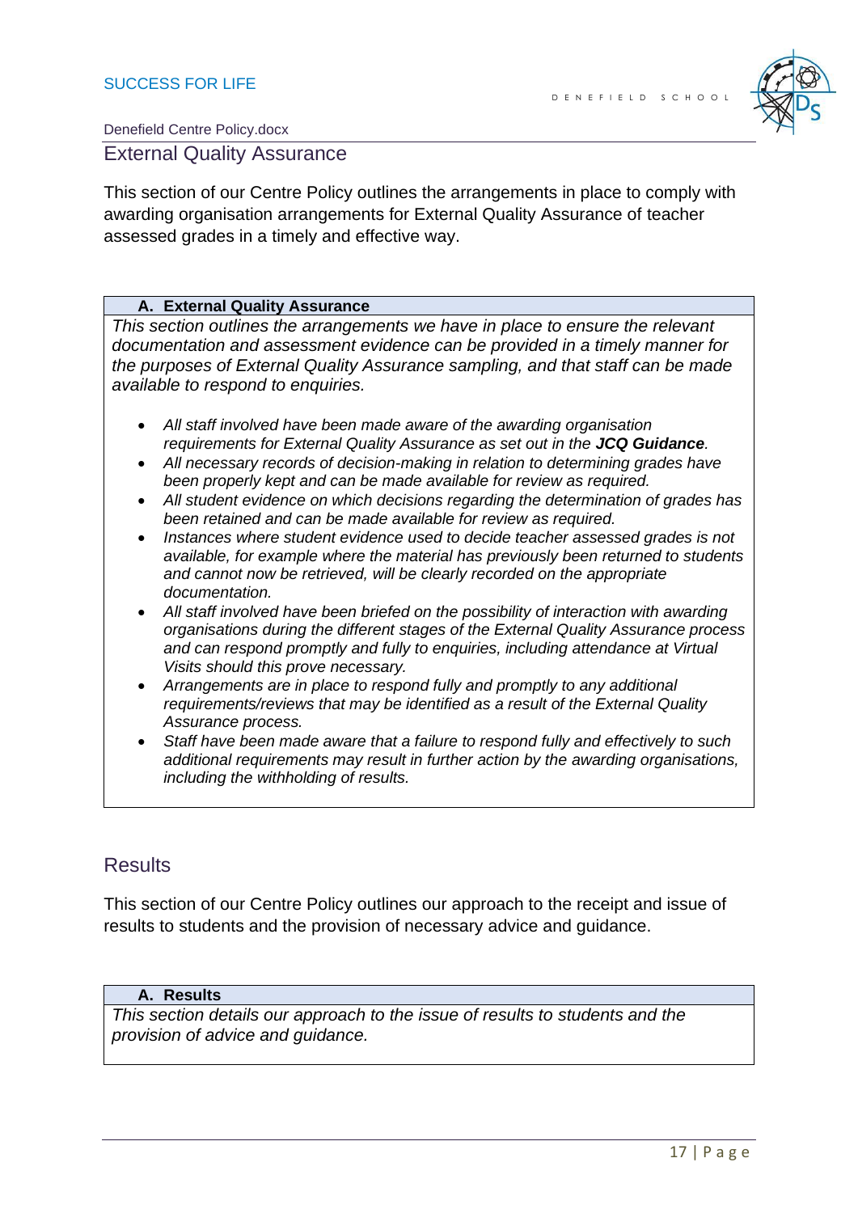## External Quality Assurance

This section of our Centre Policy outlines the arrangements in place to comply with awarding organisation arrangements for External Quality Assurance of teacher assessed grades in a timely and effective way.

| A. External Quality Assurance |
| --- |
| *This section outlines the arrangements we have in place to ensure the relevant documentation and assessment evidence can be provided in a timely manner for the purposes of External Quality Assurance sampling, and that staff can be made available to respond to enquiries.*<br><br>• *All staff involved have been made aware of the awarding organisation requirements for External Quality Assurance as set out in the **JCQ Guidance**.*<br>• *All necessary records of decision-making in relation to determining grades have been properly kept and can be made available for review as required.*<br>• *All student evidence on which decisions regarding the determination of grades has been retained and can be made available for review as required.*<br>• *Instances where student evidence used to decide teacher assessed grades is not available, for example where the material has previously been returned to students and cannot now be retrieved, will be clearly recorded on the appropriate documentation.*<br>• *All staff involved have been briefed on the possibility of interaction with awarding organisations during the different stages of the External Quality Assurance process and can respond promptly and fully to enquiries, including attendance at Virtual Visits should this prove necessary.*<br>• *Arrangements are in place to respond fully and promptly to any additional requirements/reviews that may be identified as a result of the External Quality Assurance process.*<br>• *Staff have been made aware that a failure to respond fully and effectively to such additional requirements may result in further action by the awarding organisations, including the withholding of results.* |

## Results

This section of our Centre Policy outlines our approach to the receipt and issue of results to students and the provision of necessary advice and guidance.

| A. Results |
| --- |
| *This section details our approach to the issue of results to students and the provision of advice and guidance.* |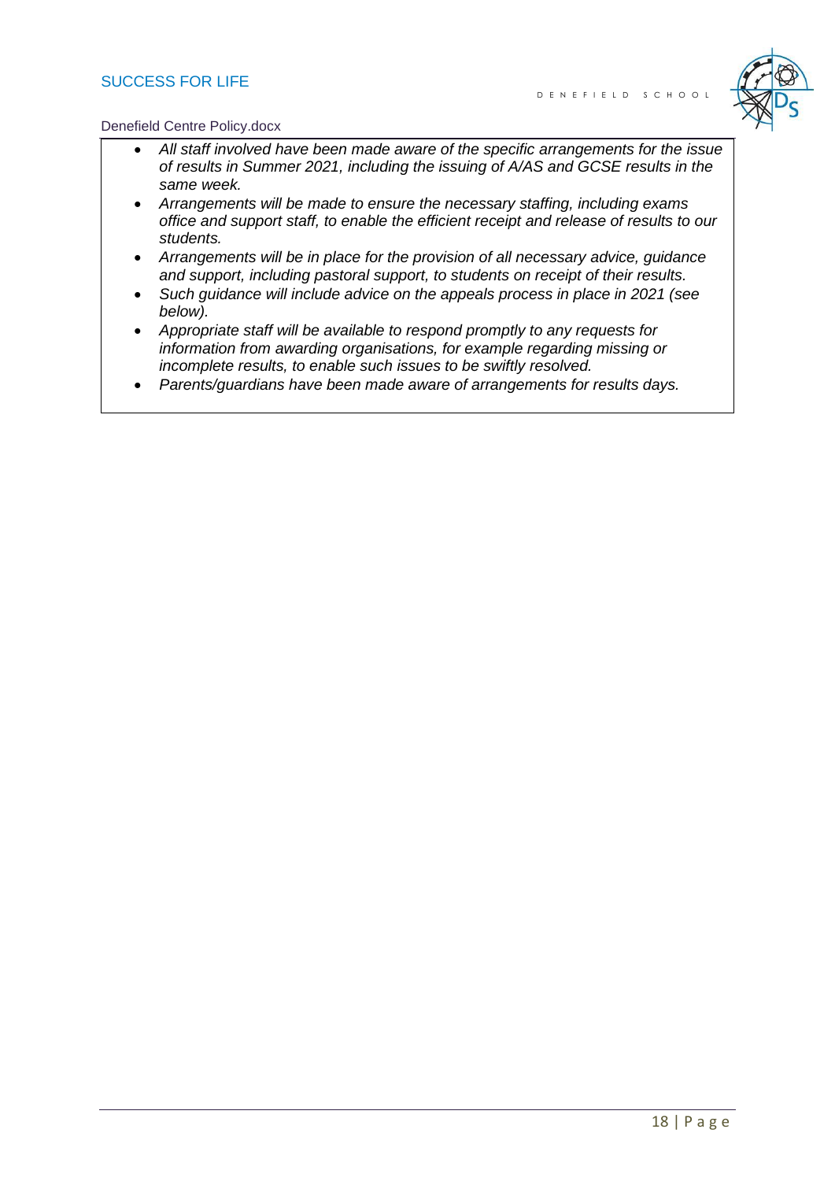- *All staff involved have been made aware of the specific arrangements for the issue of results in Summer 2021, including the issuing of A/AS and GCSE results in the same week.*
- *Arrangements will be made to ensure the necessary staffing, including exams office and support staff, to enable the efficient receipt and release of results to our students.*
- *Arrangements will be in place for the provision of all necessary advice, guidance and support, including pastoral support, to students on receipt of their results.*
- *Such guidance will include advice on the appeals process in place in 2021 (see below).*
- *Appropriate staff will be available to respond promptly to any requests for information from awarding organisations, for example regarding missing or incomplete results, to enable such issues to be swiftly resolved.*
- *Parents/guardians have been made aware of arrangements for results days.*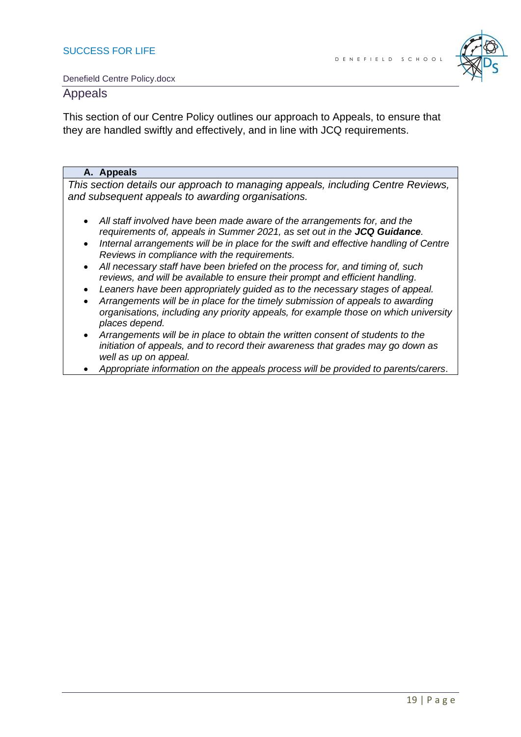# Appeals

This section of our Centre Policy outlines our approach to Appeals, to ensure that they are handled swiftly and effectively, and in line with JCQ requirements.

## A. Appeals

*This section details our approach to managing appeals, including Centre Reviews, and subsequent appeals to awarding organisations.*

- *All staff involved have been made aware of the arrangements for, and the requirements of, appeals in Summer 2021, as set out in the **JCQ Guidance**.*
- *Internal arrangements will be in place for the swift and effective handling of Centre Reviews in compliance with the requirements.*
- *All necessary staff have been briefed on the process for, and timing of, such reviews, and will be available to ensure their prompt and efficient handling.*
- *Leaners have been appropriately guided as to the necessary stages of appeal.*
- *Arrangements will be in place for the timely submission of appeals to awarding organisations, including any priority appeals, for example those on which university places depend.*
- *Arrangements will be in place to obtain the written consent of students to the initiation of appeals, and to record their awareness that grades may go down as well as up on appeal.*
- *Appropriate information on the appeals process will be provided to parents/carers*.